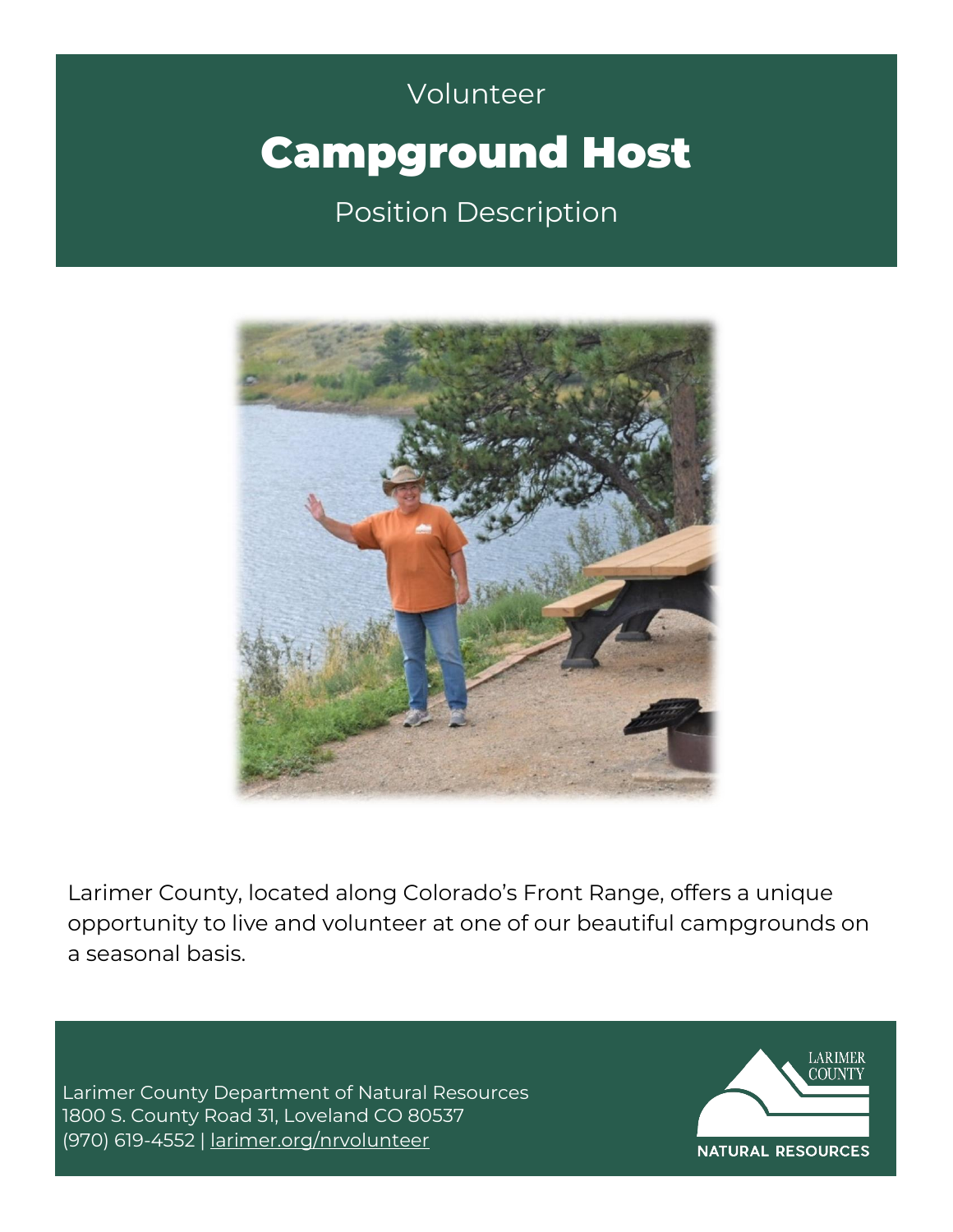Volunteer

# Campground Host

Position Description

Larimer County, located along Colorado's Front Range, offers a unique opportunity to live and volunteer at one of our beautiful campgrounds on a seasonal basis.

Larimer County Department of Natural Resources
1800 S. County Road 31, Loveland CO 80537
(970) 619-4552 | larimer.org/nrvolunteer

LARIMER COUNTY
NATURAL RESOURCES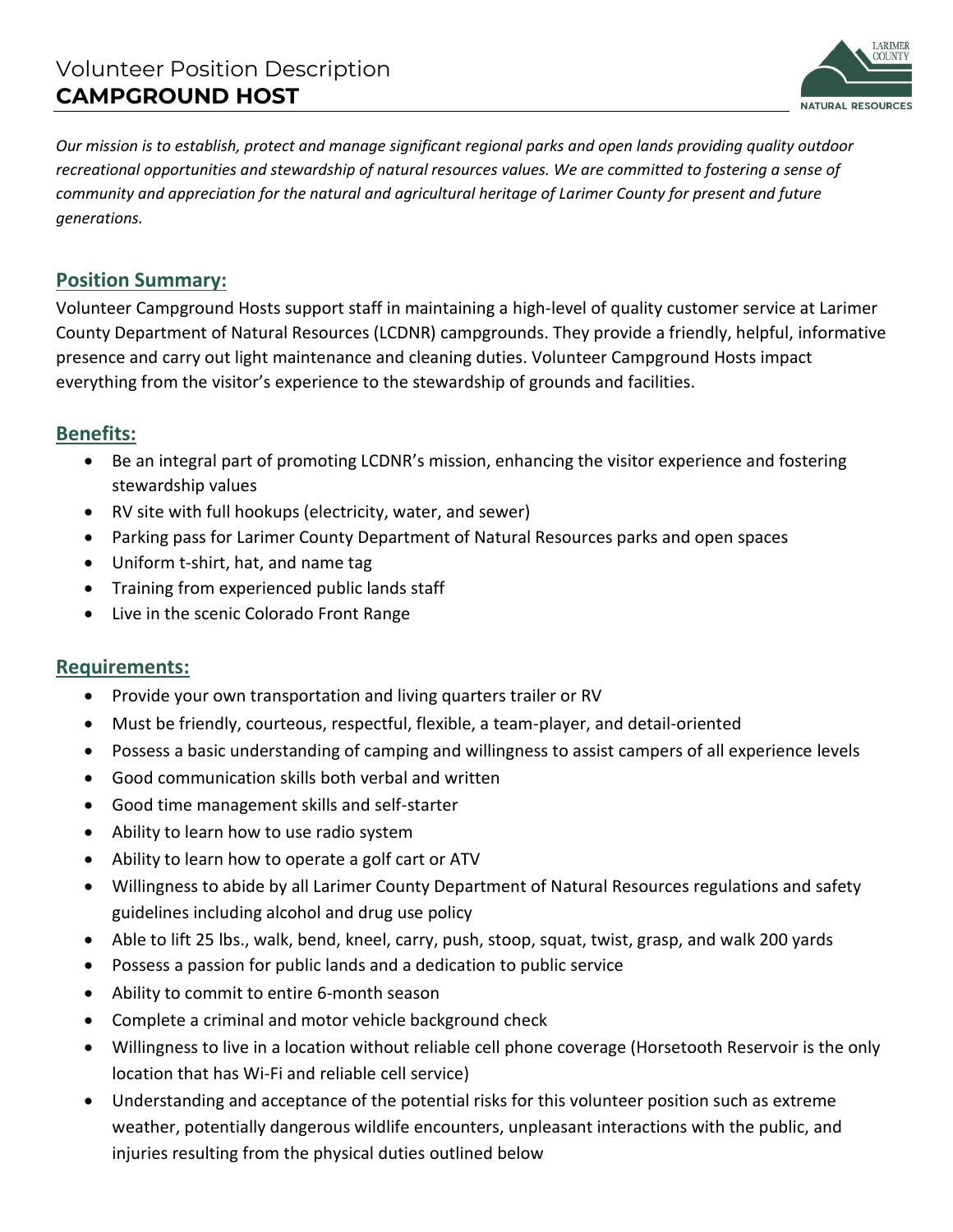Volunteer Position Description

# CAMPGROUND HOST

*Our mission is to establish, protect and manage significant regional parks and open lands providing quality outdoor recreational opportunities and stewardship of natural resources values. We are committed to fostering a sense of community and appreciation for the natural and agricultural heritage of Larimer County for present and future generations.*

## Position Summary:

Volunteer Campground Hosts support staff in maintaining a high-level of quality customer service at Larimer County Department of Natural Resources (LCDNR) campgrounds. They provide a friendly, helpful, informative presence and carry out light maintenance and cleaning duties. Volunteer Campground Hosts impact everything from the visitor's experience to the stewardship of grounds and facilities.

## Benefits:

- Be an integral part of promoting LCDNR's mission, enhancing the visitor experience and fostering stewardship values
- RV site with full hookups (electricity, water, and sewer)
- Parking pass for Larimer County Department of Natural Resources parks and open spaces
- Uniform t-shirt, hat, and name tag
- Training from experienced public lands staff
- Live in the scenic Colorado Front Range

## Requirements:

- Provide your own transportation and living quarters trailer or RV
- Must be friendly, courteous, respectful, flexible, a team-player, and detail-oriented
- Possess a basic understanding of camping and willingness to assist campers of all experience levels
- Good communication skills both verbal and written
- Good time management skills and self-starter
- Ability to learn how to use radio system
- Ability to learn how to operate a golf cart or ATV
- Willingness to abide by all Larimer County Department of Natural Resources regulations and safety guidelines including alcohol and drug use policy
- Able to lift 25 lbs., walk, bend, kneel, carry, push, stoop, squat, twist, grasp, and walk 200 yards
- Possess a passion for public lands and a dedication to public service
- Ability to commit to entire 6-month season
- Complete a criminal and motor vehicle background check
- Willingness to live in a location without reliable cell phone coverage (Horsetooth Reservoir is the only location that has Wi-Fi and reliable cell service)
- Understanding and acceptance of the potential risks for this volunteer position such as extreme weather, potentially dangerous wildlife encounters, unpleasant interactions with the public, and injuries resulting from the physical duties outlined below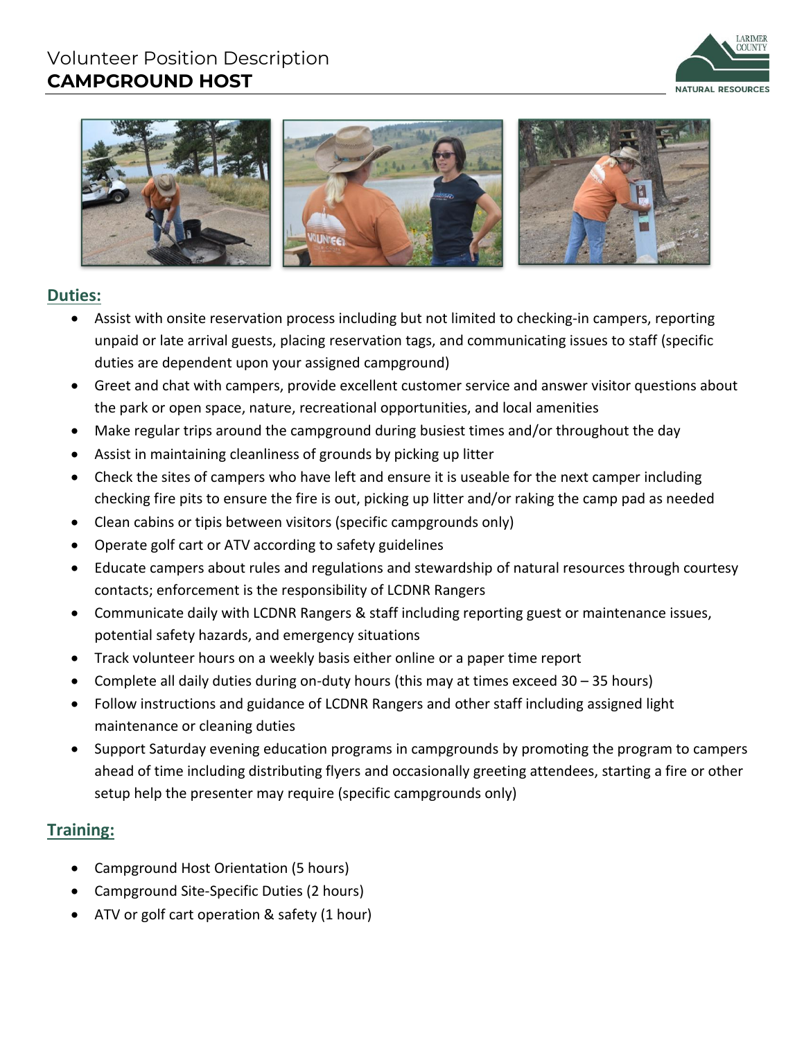# Volunteer Position Description
# CAMPGROUND HOST

## Duties:

- Assist with onsite reservation process including but not limited to checking-in campers, reporting unpaid or late arrival guests, placing reservation tags, and communicating issues to staff (specific duties are dependent upon your assigned campground)
- Greet and chat with campers, provide excellent customer service and answer visitor questions about the park or open space, nature, recreational opportunities, and local amenities
- Make regular trips around the campground during busiest times and/or throughout the day
- Assist in maintaining cleanliness of grounds by picking up litter
- Check the sites of campers who have left and ensure it is useable for the next camper including checking fire pits to ensure the fire is out, picking up litter and/or raking the camp pad as needed
- Clean cabins or tipis between visitors (specific campgrounds only)
- Operate golf cart or ATV according to safety guidelines
- Educate campers about rules and regulations and stewardship of natural resources through courtesy contacts; enforcement is the responsibility of LCDNR Rangers
- Communicate daily with LCDNR Rangers & staff including reporting guest or maintenance issues, potential safety hazards, and emergency situations
- Track volunteer hours on a weekly basis either online or a paper time report
- Complete all daily duties during on-duty hours (this may at times exceed 30 – 35 hours)
- Follow instructions and guidance of LCDNR Rangers and other staff including assigned light maintenance or cleaning duties
- Support Saturday evening education programs in campgrounds by promoting the program to campers ahead of time including distributing flyers and occasionally greeting attendees, starting a fire or other setup help the presenter may require (specific campgrounds only)

## Training:

- Campground Host Orientation (5 hours)
- Campground Site-Specific Duties (2 hours)
- ATV or golf cart operation & safety (1 hour)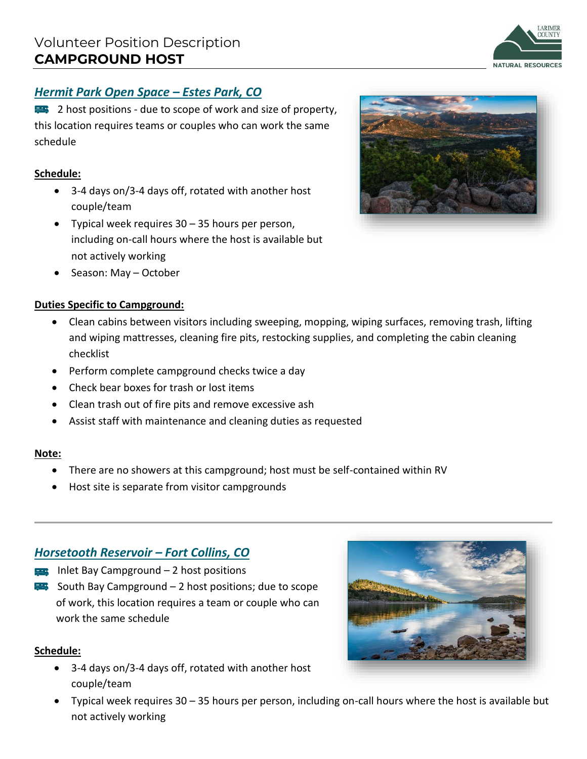# Volunteer Position Description
# CAMPGROUND HOST

## *Hermit Park Open Space – Estes Park, CO*

2 host positions - due to scope of work and size of property, this location requires teams or couples who can work the same schedule

**Schedule:**

- 3-4 days on/3-4 days off, rotated with another host couple/team
- Typical week requires 30 – 35 hours per person, including on-call hours where the host is available but not actively working
- Season: May – October

**Duties Specific to Campground:**

- Clean cabins between visitors including sweeping, mopping, wiping surfaces, removing trash, lifting and wiping mattresses, cleaning fire pits, restocking supplies, and completing the cabin cleaning checklist
- Perform complete campground checks twice a day
- Check bear boxes for trash or lost items
- Clean trash out of fire pits and remove excessive ash
- Assist staff with maintenance and cleaning duties as requested

**Note:**

- There are no showers at this campground; host must be self-contained within RV
- Host site is separate from visitor campgrounds

---

## *Horsetooth Reservoir – Fort Collins, CO*

Inlet Bay Campground – 2 host positions

South Bay Campground – 2 host positions; due to scope of work, this location requires a team or couple who can work the same schedule

**Schedule:**

- 3-4 days on/3-4 days off, rotated with another host couple/team
- Typical week requires 30 – 35 hours per person, including on-call hours where the host is available but not actively working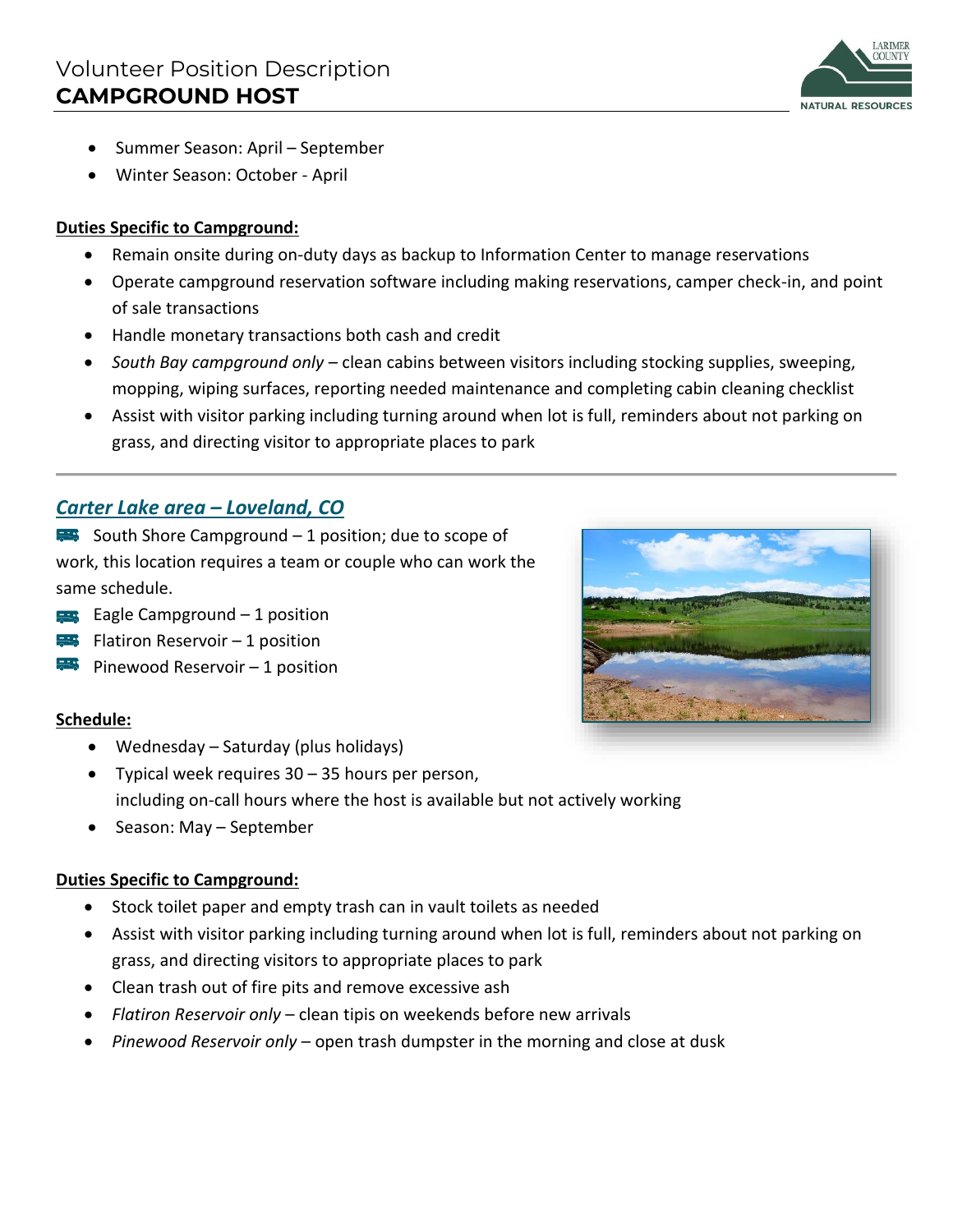- Summer Season: April – September
- Winter Season: October - April

**Duties Specific to Campground:**

- Remain onsite during on-duty days as backup to Information Center to manage reservations
- Operate campground reservation software including making reservations, camper check-in, and point of sale transactions
- Handle monetary transactions both cash and credit
- *South Bay campground only* – clean cabins between visitors including stocking supplies, sweeping, mopping, wiping surfaces, reporting needed maintenance and completing cabin cleaning checklist
- Assist with visitor parking including turning around when lot is full, reminders about not parking on grass, and directing visitor to appropriate places to park

---

## *Carter Lake area – Loveland, CO*

South Shore Campground – 1 position; due to scope of work, this location requires a team or couple who can work the same schedule.

Eagle Campground – 1 position

Flatiron Reservoir – 1 position

Pinewood Reservoir – 1 position

**Schedule:**

- Wednesday – Saturday (plus holidays)
- Typical week requires 30 – 35 hours per person, including on-call hours where the host is available but not actively working
- Season: May – September

**Duties Specific to Campground:**

- Stock toilet paper and empty trash can in vault toilets as needed
- Assist with visitor parking including turning around when lot is full, reminders about not parking on grass, and directing visitors to appropriate places to park
- Clean trash out of fire pits and remove excessive ash
- *Flatiron Reservoir only* – clean tipis on weekends before new arrivals
- *Pinewood Reservoir only* – open trash dumpster in the morning and close at dusk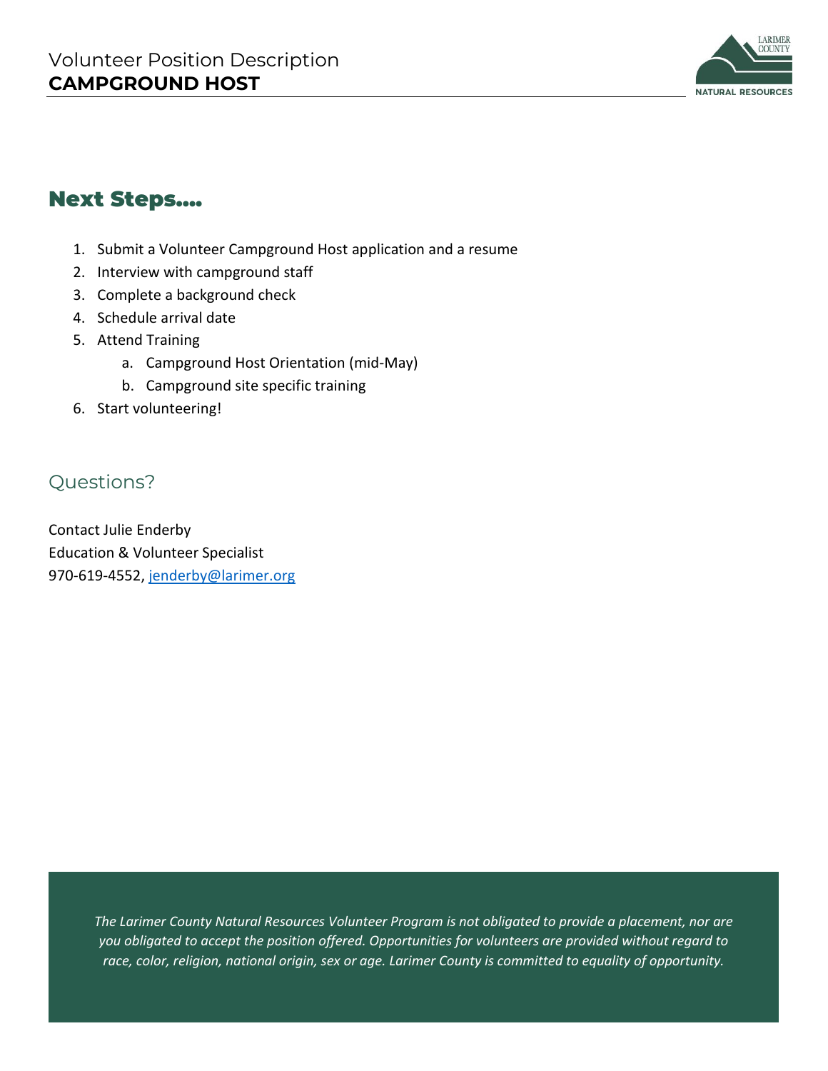## Next Steps….

1. Submit a Volunteer Campground Host application and a resume
2. Interview with campground staff
3. Complete a background check
4. Schedule arrival date
5. Attend Training
   a. Campground Host Orientation (mid-May)
   b. Campground site specific training
6. Start volunteering!

## Questions?

Contact Julie Enderby
Education & Volunteer Specialist
970-619-4552, jenderby@larimer.org

*The Larimer County Natural Resources Volunteer Program is not obligated to provide a placement, nor are you obligated to accept the position offered. Opportunities for volunteers are provided without regard to race, color, religion, national origin, sex or age. Larimer County is committed to equality of opportunity.*